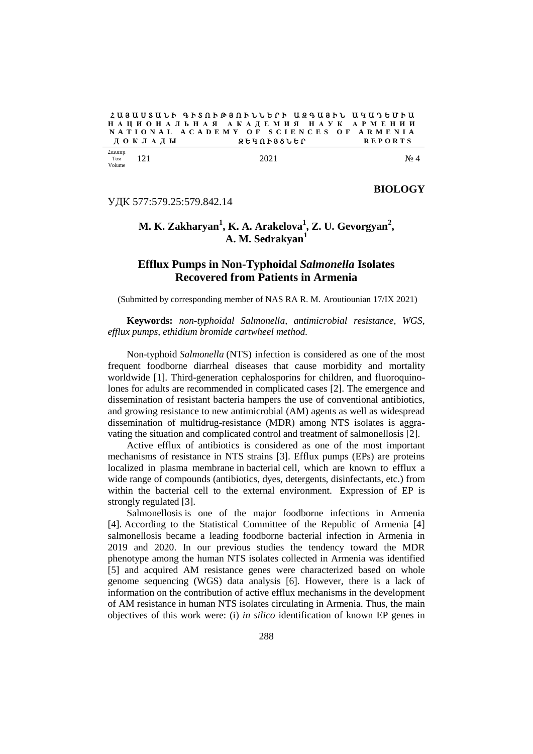**BIOLOGY**

УДК 577:579.25:579.842.14

## M. K. Zakharyan[1], K. A. Arakelova[1], Z. U. Gevorgyan[2], A. M. Sedrakyan[1]

# Efflux Pumps in Non-Typhoidal *Salmonella* Isolates Recovered from Patients in Armenia

(Submitted by corresponding member of NAS RA R. M. Aroutiounian 17/IX 2021)

**Keywords:** *non-typhoidal Salmonella, antimicrobial resistance, WGS, efflux pumps, ethidium bromide cartwheel method.*

Non-typhoid *Salmonella* (NTS) infection is considered as one of the most frequent foodborne diarrheal diseases that cause morbidity and mortality worldwide [1]. Third-generation cephalosporins for children, and fluoroquinolones for adults are recommended in complicated cases [2]. The emergence and dissemination of resistant bacteria hampers the use of conventional antibiotics, and growing resistance to new antimicrobial (AM) agents as well as widespread dissemination of multidrug-resistance (MDR) among NTS isolates is aggravating the situation and complicated control and treatment of salmonellosis [2].

Active efflux of antibiotics is considered as one of the most important mechanisms of resistance in NTS strains [3]. Efflux pumps (EPs) are proteins localized in plasma membrane in bacterial cell, which are known to efflux a wide range of compounds (antibiotics, dyes, detergents, disinfectants, etc.) from within the bacterial cell to the external environment. Expression of EP is strongly regulated [3].

Salmonellosis is one of the major foodborne infections in Armenia [4]. According to the Statistical Committee of the Republic of Armenia [4] salmonellosis became a leading foodborne bacterial infection in Armenia in 2019 and 2020. In our previous studies the tendency toward the MDR phenotype among the human NTS isolates collected in Armenia was identified [5] and acquired AM resistance genes were characterized based on whole genome sequencing (WGS) data analysis [6]. However, there is a lack of information on the contribution of active efflux mechanisms in the development of AM resistance in human NTS isolates circulating in Armenia. Thus, the main objectives of this work were: (i) *in silico* identification of known EP genes in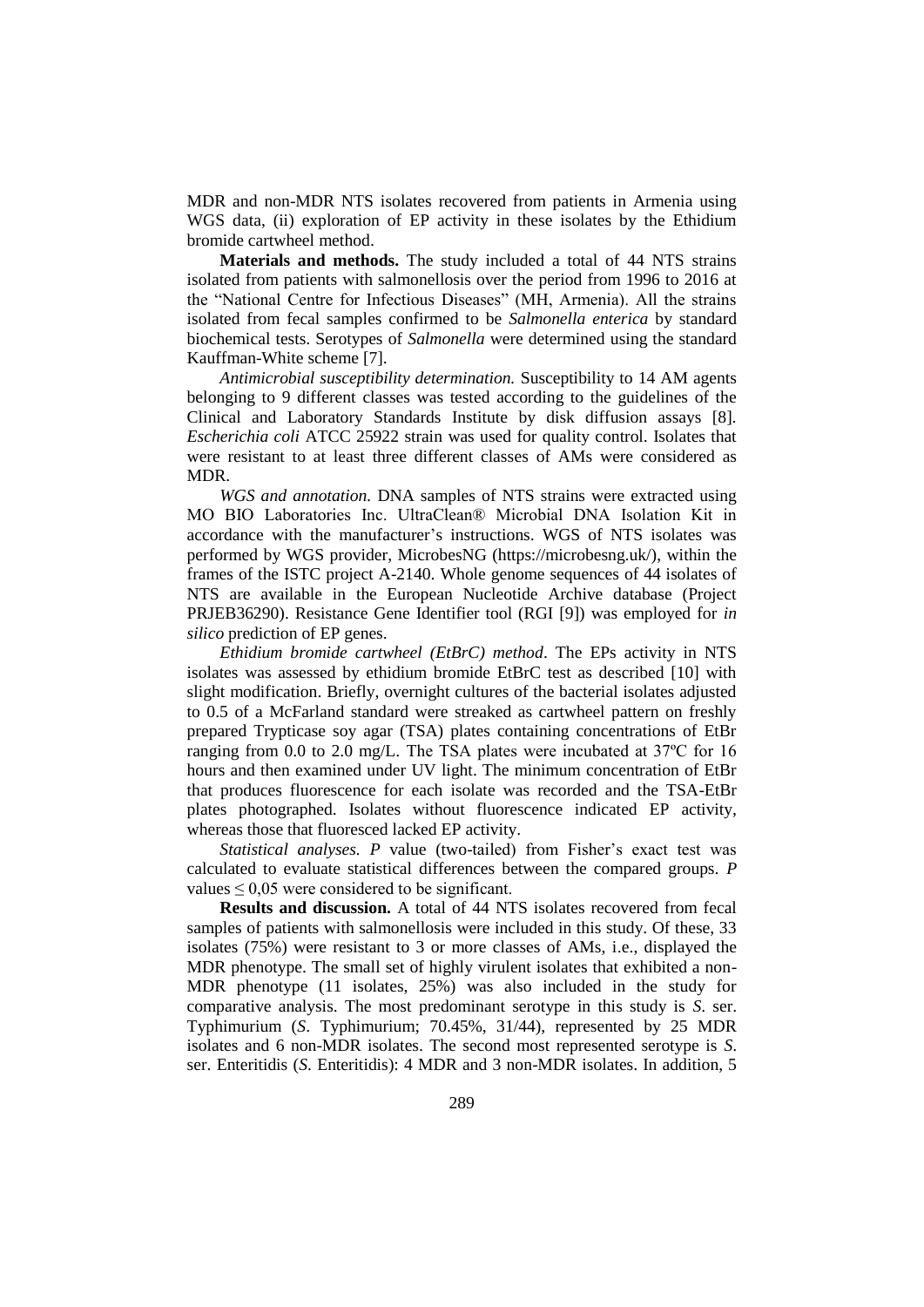MDR and non-MDR NTS isolates recovered from patients in Armenia using WGS data, (ii) exploration of EP activity in these isolates by the Ethidium bromide cartwheel method.

**Materials and methods.** The study included a total of 44 NTS strains isolated from patients with salmonellosis over the period from 1996 to 2016 at the "National Centre for Infectious Diseases" (MH, Armenia). All the strains isolated from fecal samples confirmed to be *Salmonella enterica* by standard biochemical tests. Serotypes of *Salmonella* were determined using the standard Kauffman-White scheme [7].

*Antimicrobial susceptibility determination.* Susceptibility to 14 AM agents belonging to 9 different classes was tested according to the guidelines of the Clinical and Laboratory Standards Institute by disk diffusion assays [8]. *Escherichia coli* ATCC 25922 strain was used for quality control. Isolates that were resistant to at least three different classes of AMs were considered as MDR.

*WGS and annotation.* DNA samples of NTS strains were extracted using MO BIO Laboratories Inc. UltraClean® Microbial DNA Isolation Kit in accordance with the manufacturer's instructions. WGS of NTS isolates was performed by WGS provider, MicrobesNG (https://microbesng.uk/), within the frames of the ISTC project A-2140. Whole genome sequences of 44 isolates of NTS are available in the European Nucleotide Archive database (Project PRJEB36290). Resistance Gene Identifier tool (RGI [9]) was employed for *in silico* prediction of EP genes.

*Ethidium bromide cartwheel (EtBrC) method*. The EPs activity in NTS isolates was assessed by ethidium bromide EtBrC test as described [10] with slight modification. Briefly, overnight cultures of the bacterial isolates adjusted to 0.5 of a McFarland standard were streaked as cartwheel pattern on freshly prepared Trypticase soy agar (TSA) plates containing concentrations of EtBr ranging from 0.0 to 2.0 mg/L. The TSA plates were incubated at 37ºC for 16 hours and then examined under UV light. The minimum concentration of EtBr that produces fluorescence for each isolate was recorded and the TSA-EtBr plates photographed. Isolates without fluorescence indicated EP activity, whereas those that fluoresced lacked EP activity.

*Statistical analyses. P* value (two-tailed) from Fisher's exact test was calculated to evaluate statistical differences between the compared groups. *P* values $\leq 0,05$ were considered to be significant.

**Results and discussion.** A total of 44 NTS isolates recovered from fecal samples of patients with salmonellosis were included in this study. Of these, 33 isolates (75%) were resistant to 3 or more classes of AMs, i.e., displayed the MDR phenotype. The small set of highly virulent isolates that exhibited a non-MDR phenotype (11 isolates, 25%) was also included in the study for comparative analysis. The most predominant serotype in this study is *S.* ser. Typhimurium (*S*. Typhimurium; 70.45%, 31/44), represented by 25 MDR isolates and 6 non-MDR isolates. The second most represented serotype is *S.* ser. Enteritidis (*S.* Enteritidis): 4 MDR and 3 non-MDR isolates. In addition, 5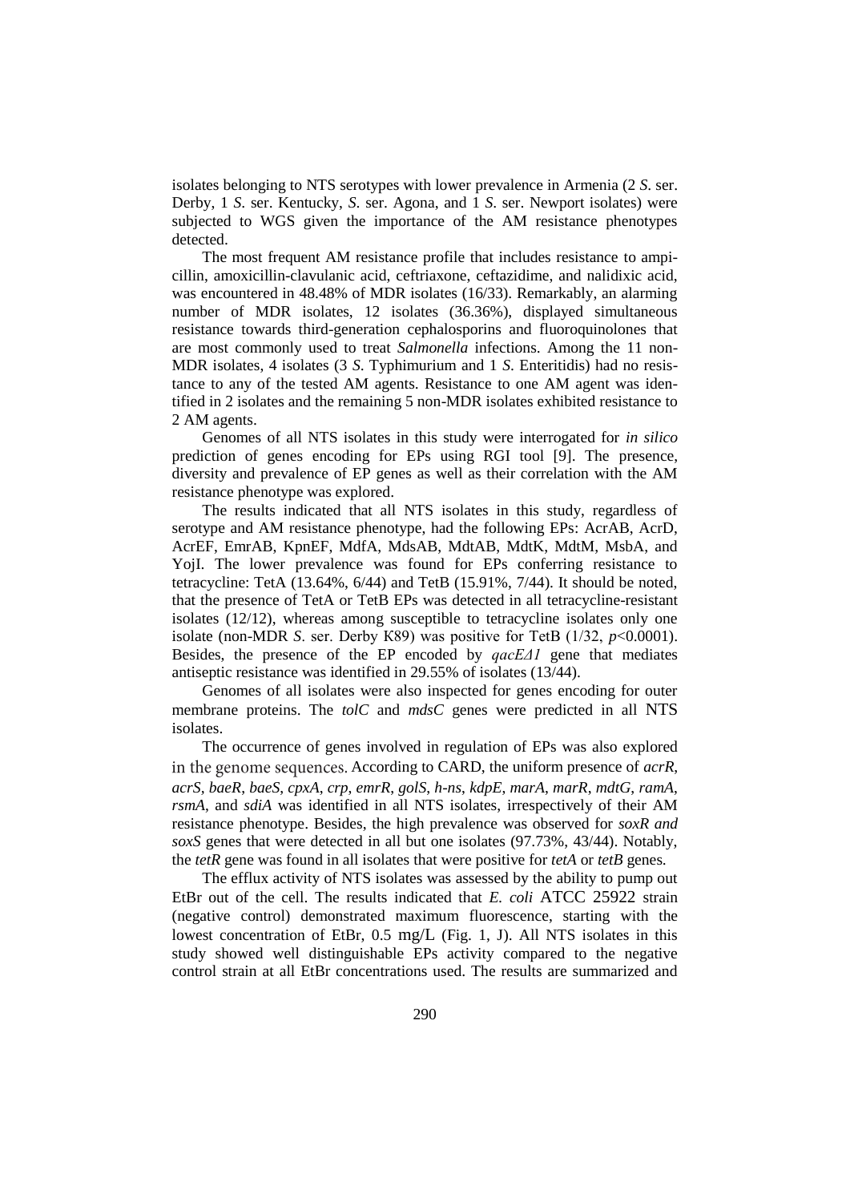isolates belonging to NTS serotypes with lower prevalence in Armenia (2 *S*. ser. Derby, 1 *S*. ser. Kentucky, *S*. ser. Agona, and 1 *S*. ser. Newport isolates) were subjected to WGS given the importance of the AM resistance phenotypes detected.

The most frequent AM resistance profile that includes resistance to ampicillin, amoxicillin-clavulanic acid, ceftriaxone, ceftazidime, and nalidixic acid, was encountered in 48.48% of MDR isolates (16/33). Remarkably, an alarming number of MDR isolates, 12 isolates (36.36%), displayed simultaneous resistance towards third-generation cephalosporins and fluoroquinolones that are most commonly used to treat *Salmonella* infections. Among the 11 non-MDR isolates, 4 isolates (3 *S*. Typhimurium and 1 *S*. Enteritidis) had no resistance to any of the tested AM agents. Resistance to one AM agent was identified in 2 isolates and the remaining 5 non-MDR isolates exhibited resistance to 2 AM agents.

Genomes of all NTS isolates in this study were interrogated for *in silico* prediction of genes encoding for EPs using RGI tool [9]. The presence, diversity and prevalence of EP genes as well as their correlation with the AM resistance phenotype was explored.

The results indicated that all NTS isolates in this study, regardless of serotype and AM resistance phenotype, had the following EPs: AcrAB, AcrD, AcrEF, EmrAB, KpnEF, MdfA, MdsAB, MdtAB, MdtK, MdtM, MsbA, and YojI. The lower prevalence was found for EPs conferring resistance to tetracycline: TetA (13.64%, 6/44) and TetB (15.91%, 7/44). It should be noted, that the presence of TetA or TetB EPs was detected in all tetracycline-resistant isolates (12/12), whereas among susceptible to tetracycline isolates only one isolate (non-MDR *S*. ser. Derby K89) was positive for TetB (1/32, $p$<0.0001). Besides, the presence of the EP encoded by *qacEΔ1* gene that mediates antiseptic resistance was identified in 29.55% of isolates (13/44).

Genomes of all isolates were also inspected for genes encoding for outer membrane proteins. The *tolC* and *mdsC* genes were predicted in all NTS isolates.

The occurrence of genes involved in regulation of EPs was also explored in the genome sequences. According to CARD, the uniform presence of *acrR*, *acrS*, *baeR*, *baeS*, *cpxA*, *crp*, *emrR*, *golS*, *h-ns*, *kdpE*, *marA*, *marR*, *mdtG*, *ramA*, *rsmA*, and *sdiA* was identified in all NTS isolates, irrespectively of their AM resistance phenotype. Besides, the high prevalence was observed for *soxR and soxS* genes that were detected in all but one isolates (97.73%, 43/44). Notably, the *tetR* gene was found in all isolates that were positive for *tetA* or *tetB* genes.

The efflux activity of NTS isolates was assessed by the ability to pump out EtBr out of the cell. The results indicated that *E. coli* ATCC 25922 strain (negative control) demonstrated maximum fluorescence, starting with the lowest concentration of EtBr, 0.5 mg/L (Fig. 1, J). All NTS isolates in this study showed well distinguishable EPs activity compared to the negative control strain at all EtBr concentrations used. The results are summarized and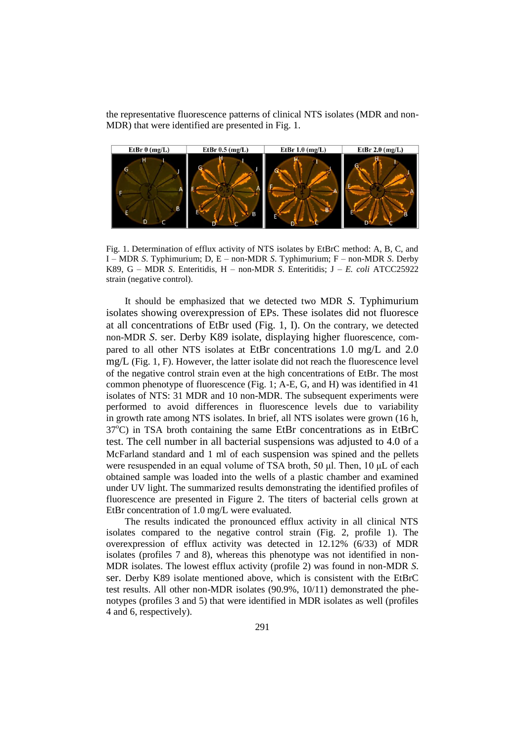the representative fluorescence patterns of clinical NTS isolates (MDR and non-MDR) that were identified are presented in Fig. 1.

Fig. 1. Determination of efflux activity of NTS isolates by EtBrC method: A, B, C, and I – MDR *S.* Typhimurium; D, E – non-MDR *S.* Typhimurium; F – non-MDR *S.* Derby K89, G – MDR *S.* Enteritidis, H – non-MDR *S.* Enteritidis; J – *E. coli* ATCC25922 strain (negative control).

It should be emphasized that we detected two MDR *S.* Typhimurium isolates showing overexpression of EPs. These isolates did not fluoresce at all concentrations of EtBr used (Fig. 1, I). On the contrary, we detected non-MDR *S.* ser. Derby K89 isolate, displaying higher fluorescence, compared to all other NTS isolates at EtBr concentrations 1.0 mg/L and 2.0 mg/L (Fig. 1, F). However, the latter isolate did not reach the fluorescence level of the negative control strain even at the high concentrations of EtBr. The most common phenotype of fluorescence (Fig. 1; A-E, G, and H) was identified in 41 isolates of NTS: 31 MDR and 10 non-MDR. The subsequent experiments were performed to avoid differences in fluorescence levels due to variability in growth rate among NTS isolates. In brief, all NTS isolates were grown (16 h, 37°C) in TSA broth containing the same EtBr concentrations as in EtBrC test. The cell number in all bacterial suspensions was adjusted to 4.0 of a McFarland standard and 1 ml of each suspension was spined and the pellets were resuspended in an equal volume of TSA broth, 50 μl. Then, 10 μL of each obtained sample was loaded into the wells of a plastic chamber and examined under UV light. The summarized results demonstrating the identified profiles of fluorescence are presented in Figure 2. The titers of bacterial cells grown at EtBr concentration of 1.0 mg/L were evaluated.

The results indicated the pronounced efflux activity in all clinical NTS isolates compared to the negative control strain (Fig. 2, profile 1). The overexpression of efflux activity was detected in 12.12% (6/33) of MDR isolates (profiles 7 and 8), whereas this phenotype was not identified in non-MDR isolates. The lowest efflux activity (profile 2) was found in non-MDR *S.* ser. Derby K89 isolate mentioned above, which is consistent with the EtBrC test results. All other non-MDR isolates (90.9%, 10/11) demonstrated the phenotypes (profiles 3 and 5) that were identified in MDR isolates as well (profiles 4 and 6, respectively).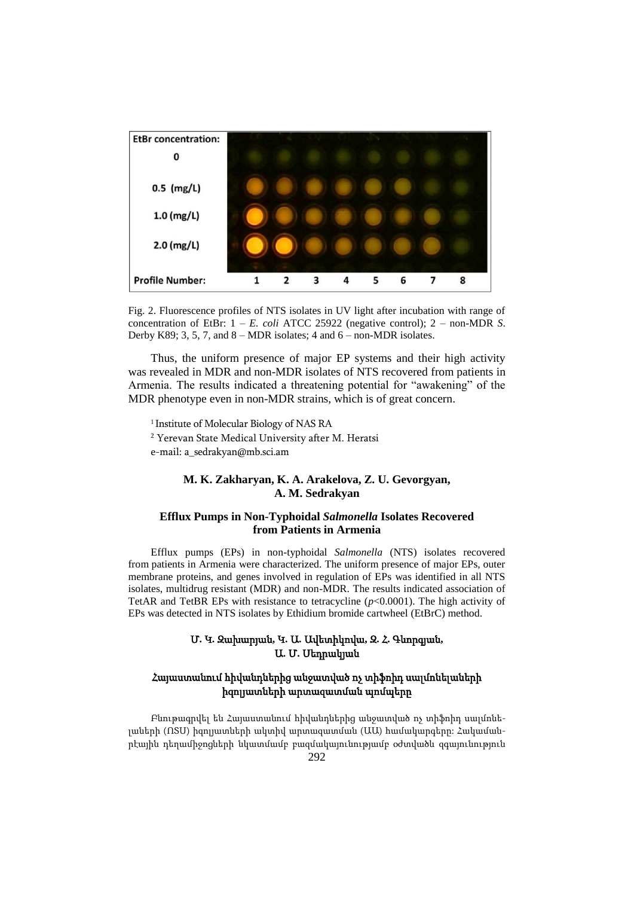| EtBr concentration: | | | | | | | | |
|---|---|---|---|---|---|---|---|---|
| 0 | | | | | | | | |
| 0.5 (mg/L) | | | | | | | | |
| 1.0 (mg/L) | | | | | | | | |
| 2.0 (mg/L) | | | | | | | | |
| Profile Number: | 1 | 2 | 3 | 4 | 5 | 6 | 7 | 8 |

Fig. 2. Fluorescence profiles of NTS isolates in UV light after incubation with range of concentration of EtBr: 1 – *E. coli* ATCC 25922 (negative control); 2 – non-MDR *S.* Derby K89; 3, 5, 7, and 8 – MDR isolates; 4 and 6 – non-MDR isolates.

Thus, the uniform presence of major EP systems and their high activity was revealed in MDR and non-MDR isolates of NTS recovered from patients in Armenia. The results indicated a threatening potential for "awakening" of the MDR phenotype even in non-MDR strains, which is of great concern.

[1] Institute of Molecular Biology of NAS RA
[2] Yerevan State Medical University after M. Heratsi
e-mail: a_sedrakyan@mb.sci.am

**M. K. Zakharyan, K. A. Arakelova, Z. U. Gevorgyan, A. M. Sedrakyan**

### Efflux Pumps in Non-Typhoidal *Salmonella* Isolates Recovered from Patients in Armenia

Efflux pumps (EPs) in non-typhoidal *Salmonella* (NTS) isolates recovered from patients in Armenia were characterized. The uniform presence of major EPs, outer membrane proteins, and genes involved in regulation of EPs was identified in all NTS isolates, multidrug resistant (MDR) and non-MDR. The results indicated association of TetAR and TetBR EPs with resistance to tetracycline ($p<0.0001$). The high activity of EPs was detected in NTS isolates by Ethidium bromide cartwheel (EtBrC) method.

**Մ. Կ. Զախարյան, Կ. Ա. Առաքելովա, Զ. Հ. Գևորգյան, Ա. Մ. Սեդրակյան**

### Հայաստանում հիվանդներից անջատված ոչ տիֆոիդ սալմոնելաների իզոլյատների արտազատման պոմպերը

Բնութագրվել են Հայաստանում հիվանդներից անջատված ոչ տիֆոիդ սալմոնելաների (ՈՏՍ) իզոլյատների ակտիվ արտազատման (ԱԱ) համակարգերը: Հակամանրէային դեղամիջոցների նկատմամբ բազմակայունությամբ օժտված զգայունություն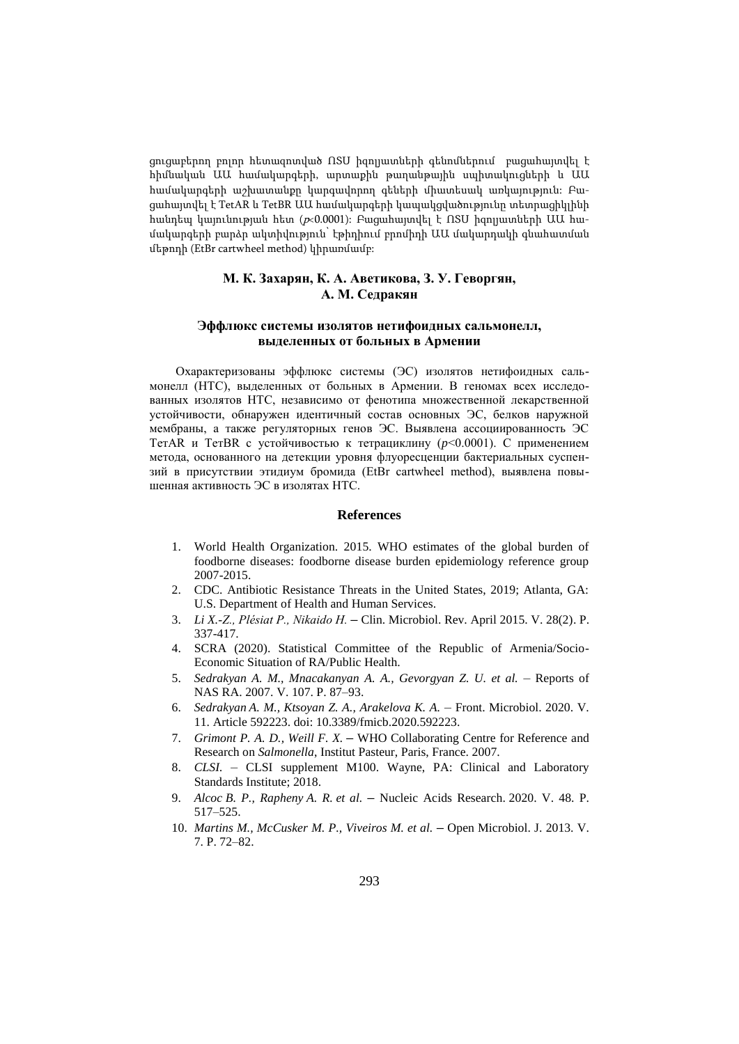ցուցաբերող բոլոր հետազոտված ՈՏՍ իզոլյատների գենոմներում բացահայտվել է հիմնական ԱԱ համակարգերի, արտաքին թաղանթային սպիտակուցների և ԱԱ համակարգերի աշխատանքը կարգավորող գեների միատեսակ առկայություն: Բացահայտվել է TetAR և TetBR ԱԱ համակարգերի կապակցվածությունը տետրացիկլինի հանդեպ կայունության հետ ($p$<0.0001): Բացահայտվել է ՈՏՍ իզոլյատների ԱԱ համակարգերի բարձր ակտիվություն՝ էթիդիում բրոմիդի ԱԱ մակարդակի գնահատման մեթոդի (EtBr cartwheel method) կիրառմամբ:

**М. К. Захарян, К. А. Аветикова, З. У. Геворгян, А. М. Седракян**

**Эффлюкс системы изолятов нетифоидных сальмонелл, выделенных от больных в Армении**

Охарактеризованы эффлюкс системы (ЭС) изолятов нетифоидных сальмонелл (НТС), выделенных от больных в Армении. В геномах всех исследованных изолятов НТС, независимо от фенотипа множественной лекарственной устойчивости, обнаружен идентичный состав основных ЭС, белков наружной мембраны, а также регуляторных генов ЭС. Выявлена ассоциированность ЭС TетAR и TетBR с устойчивостью к тетрациклину ($p$<0.0001). С применением метода, основанного на детекции уровня флуоресценции бактериальных суспензий в присутствии этидиум бромида (EtBr cartwheel method), выявлена повышенная активность ЭС в изолятах НТС.

## References

1. World Health Organization. 2015. WHO estimates of the global burden of foodborne diseases: foodborne disease burden epidemiology reference group 2007-2015.
2. CDC. Antibiotic Resistance Threats in the United States, 2019; Atlanta, GA: U.S. Department of Health and Human Services.
3. *Li X.-Z., Plésiat P., Nikaido H.* – Clin. Microbiol. Rev. April 2015. V. 28(2). P. 337-417.
4. SCRA (2020). Statistical Committee of the Republic of Armenia/Socio-Economic Situation of RA/Public Health.
5. *Sedrakyan A. M., Mnacakanyan A. A., Gevorgyan Z. U. et al.* – Reports of NAS RA. 2007. V. 107. P. 87–93.
6. *Sedrakyan A. M., Ktsoyan Z. A., Arakelova K. A.* – Front. Microbiol. 2020. V. 11. Article 592223. doi: 10.3389/fmicb.2020.592223.
7. *Grimont P. A. D., Weill F. X.* – WHO Collaborating Centre for Reference and Research on *Salmonella*, Institut Pasteur, Paris, France. 2007.
8. *CLSI.* – CLSI supplement M100. Wayne, PA: Clinical and Laboratory Standards Institute; 2018.
9. *Alcoc B. P., Rapheny A. R. et al.* – Nucleic Acids Research. 2020. V. 48. P. 517–525.
10. *Martins M., McCusker M. P., Viveiros M. et al.* – Open Microbiol. J. 2013. V. 7. P. 72–82.